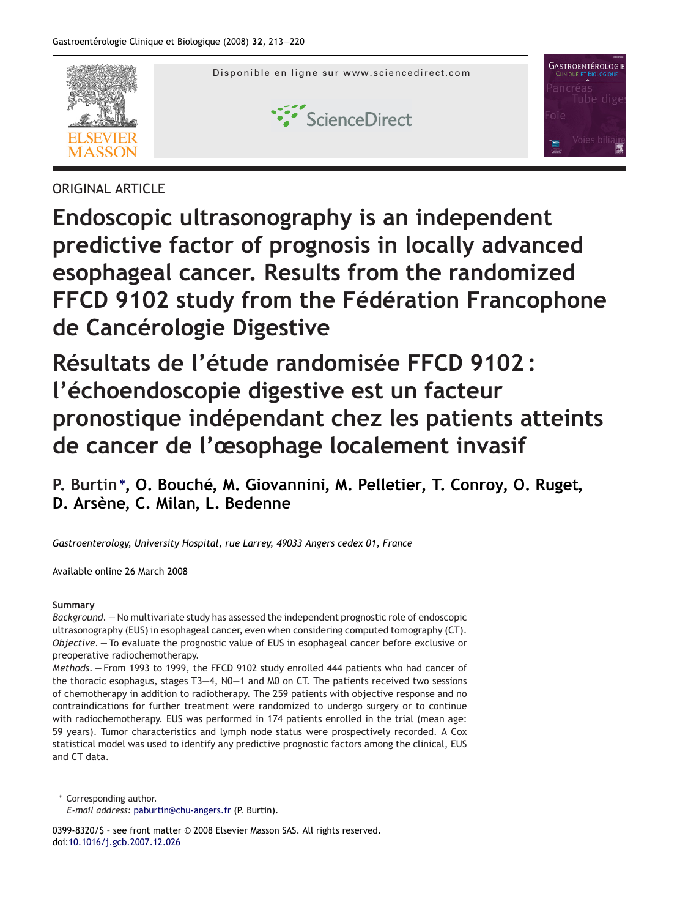ORIGINAL ARTICLE

# Endoscopic ultrasonography is an independent predictive factor of prognosis in locally advanced esophageal cancer. Results from the randomized FFCD 9102 study from the Fédération Francophone de Cancérologie Digestive

# Résultats de l'étude randomisée FFCD 9102 : l'échoendoscopie digestive est un facteur pronostique indépendant chez les patients atteints de cancer de l'œsophage localement invasif

**P. Burtin*, O. Bouché, M. Giovannini, M. Pelletier, T. Conroy, O. Ruget, D. Arsène, C. Milan, L. Bedenne**

*Gastroenterology, University Hospital, rue Larrey, 49033 Angers cedex 01, France*

Available online 26 March 2008

**Summary**

*Background.* — No multivariate study has assessed the independent prognostic role of endoscopic ultrasonography (EUS) in esophageal cancer, even when considering computed tomography (CT).

*Objective.* — To evaluate the prognostic value of EUS in esophageal cancer before exclusive or preoperative radiochemotherapy.

*Methods.* — From 1993 to 1999, the FFCD 9102 study enrolled 444 patients who had cancer of the thoracic esophagus, stages T3—4, N0—1 and M0 on CT. The patients received two sessions of chemotherapy in addition to radiotherapy. The 259 patients with objective response and no contraindications for further treatment were randomized to undergo surgery or to continue with radiochemotherapy. EUS was performed in 174 patients enrolled in the trial (mean age: 59 years). Tumor characteristics and lymph node status were prospectively recorded. A Cox statistical model was used to identify any predictive prognostic factors among the clinical, EUS and CT data.

* Corresponding author.
*E-mail address:* paburtin@chu-angers.fr (P. Burtin).

0399-8320/$ - see front matter © 2008 Elsevier Masson SAS. All rights reserved.
doi:10.1016/j.gcb.2007.12.026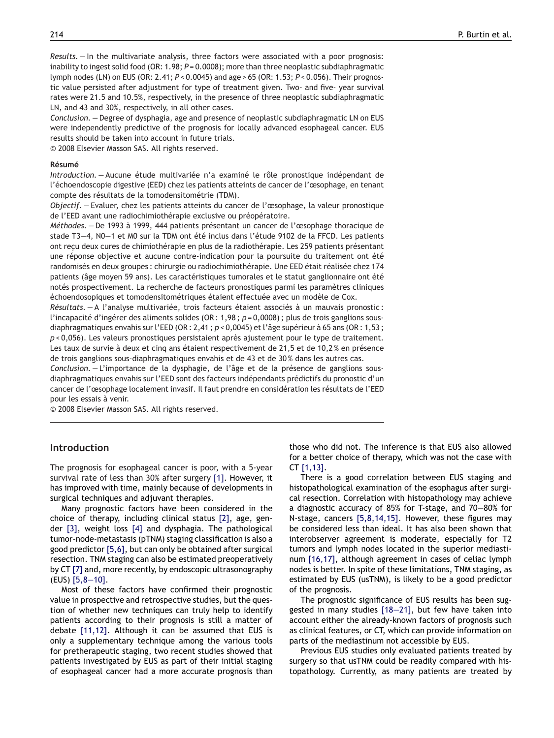*Results*. — In the multivariate analysis, three factors were associated with a poor prognosis: inability to ingest solid food (OR: 1.98; $P = 0.0008$); more than three neoplastic subdiaphragmatic lymph nodes (LN) on EUS (OR: 2.41; $P < 0.0045$) and age > 65 (OR: 1.53; $P < 0.056$). Their prognostic value persisted after adjustment for type of treatment given. Two- and five- year survival rates were 21.5 and 10.5%, respectively, in the presence of three neoplastic subdiaphragmatic LN, and 43 and 30%, respectively, in all other cases.

*Conclusion*. — Degree of dysphagia, age and presence of neoplastic subdiaphragmatic LN on EUS were independently predictive of the prognosis for locally advanced esophageal cancer. EUS results should be taken into account in future trials.

© 2008 Elsevier Masson SAS. All rights reserved.

**Résumé**

*Introduction*. — Aucune étude multivariée n'a examiné le rôle pronostique indépendant de l'échoendoscopie digestive (EED) chez les patients atteints de cancer de l'œsophage, en tenant compte des résultats de la tomodensitométrie (TDM).

*Objectif*. — Evaluer, chez les patients atteints du cancer de l'œsophage, la valeur pronostique de l'EED avant une radiochimiothérapie exclusive ou préopératoire.

*Méthodes*. — De 1993 à 1999, 444 patients présentant un cancer de l'œsophage thoracique de stade T3—4, N0—1 et M0 sur la TDM ont été inclus dans l'étude 9102 de la FFCD. Les patients ont reçu deux cures de chimiothérapie en plus de la radiothérapie. Les 259 patients présentant une réponse objective et aucune contre-indication pour la poursuite du traitement ont été randomisés en deux groupes : chirurgie ou radiochimiothérapie. Une EED était réalisée chez 174 patients (âge moyen 59 ans). Les caractéristiques tumorales et le statut ganglionnaire ont été notés prospectivement. La recherche de facteurs pronostiques parmi les paramètres cliniques échoendosopiques et tomodensitométriques étaient effectuée avec un modèle de Cox.

*Résultats*. — A l'analyse multivariée, trois facteurs étaient associés à un mauvais pronostic : l'incapacité d'ingérer des aliments solides (OR : 1,98 ; $p = 0{,}0008$) ; plus de trois ganglions sous-diaphragmatiques envahis sur l'EED (OR : 2,41 ; $p < 0{,}0045$) et l'âge supérieur à 65 ans (OR : 1,53 ; $p < 0{,}056$). Les valeurs pronostiques persistaient après ajustement pour le type de traitement. Les taux de survie à deux et cinq ans étaient respectivement de 21,5 et de 10,2 % en présence de trois ganglions sous-diaphragmatiques envahis et de 43 et de 30 % dans les autres cas.

*Conclusion*. — L'importance de la dysphagie, de l'âge et de la présence de ganglions sous-diaphragmatiques envahis sur l'EED sont des facteurs indépendants prédictifs du pronostic d'un cancer de l'œsophage localement invasif. Il faut prendre en considération les résultats de l'EED pour les essais à venir.

© 2008 Elsevier Masson SAS. All rights reserved.

## Introduction

The prognosis for esophageal cancer is poor, with a 5-year survival rate of less than 30% after surgery [1]. However, it has improved with time, mainly because of developments in surgical techniques and adjuvant therapies.

Many prognostic factors have been considered in the choice of therapy, including clinical status [2], age, gender [3], weight loss [4] and dysphagia. The pathological tumor-node-metastasis (pTNM) staging classification is also a good predictor [5,6], but can only be obtained after surgical resection. TNM staging can also be estimated preoperatively by CT [7] and, more recently, by endoscopic ultrasonography (EUS) [5,8—10].

Most of these factors have confirmed their prognostic value in prospective and retrospective studies, but the question of whether new techniques can truly help to identify patients according to their prognosis is still a matter of debate [11,12]. Although it can be assumed that EUS is only a supplementary technique among the various tools for pretherapeutic staging, two recent studies showed that patients investigated by EUS as part of their initial staging of esophageal cancer had a more accurate prognosis than those who did not. The inference is that EUS also allowed for a better choice of therapy, which was not the case with CT [1,13].

There is a good correlation between EUS staging and histopathological examination of the esophagus after surgical resection. Correlation with histopathology may achieve a diagnostic accuracy of 85% for T-stage, and 70—80% for N-stage, cancers [5,8,14,15]. However, these figures may be considered less than ideal. It has also been shown that interobserver agreement is moderate, especially for T2 tumors and lymph nodes located in the superior mediastinum [16,17], although agreement in cases of celiac lymph nodes is better. In spite of these limitations, TNM staging, as estimated by EUS (usTNM), is likely to be a good predictor of the prognosis.

The prognostic significance of EUS results has been suggested in many studies [18—21], but few have taken into account either the already-known factors of prognosis such as clinical features, or CT, which can provide information on parts of the mediastinum not accessible by EUS.

Previous EUS studies only evaluated patients treated by surgery so that usTNM could be readily compared with histopathology. Currently, as many patients are treated by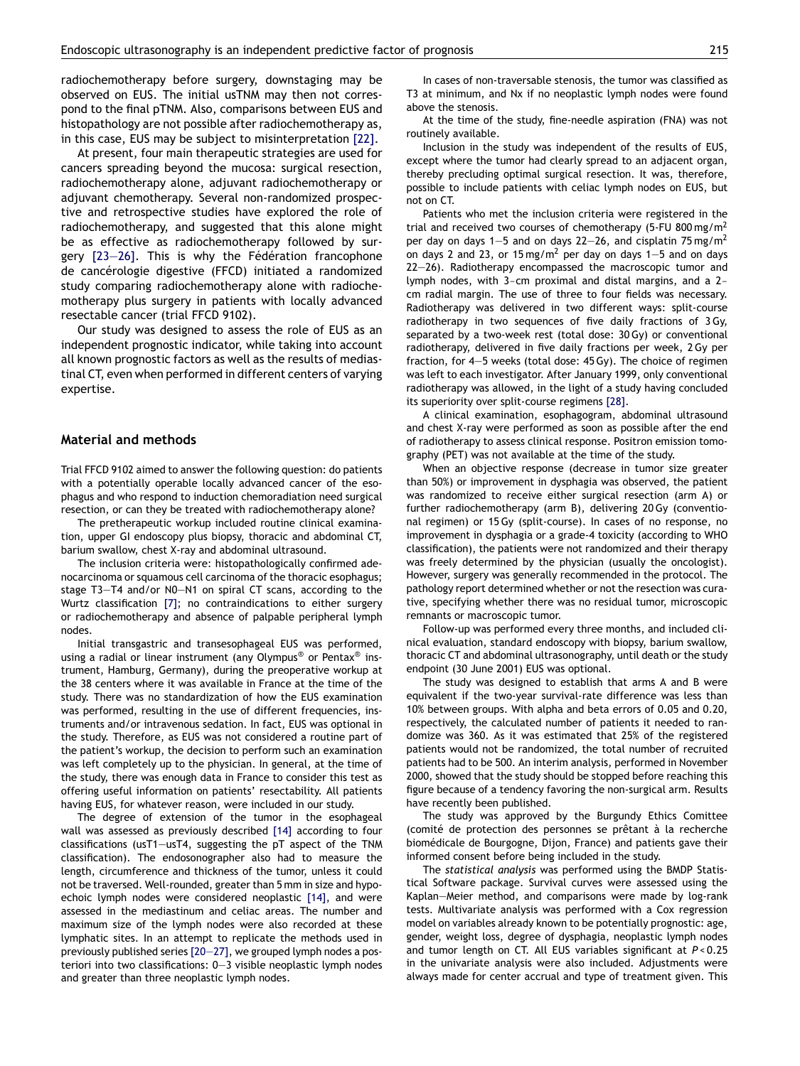radiochemotherapy before surgery, downstaging may be observed on EUS. The initial usTNM may then not correspond to the final pTNM. Also, comparisons between EUS and histopathology are not possible after radiochemotherapy as, in this case, EUS may be subject to misinterpretation [22].

At present, four main therapeutic strategies are used for cancers spreading beyond the mucosa: surgical resection, radiochemotherapy alone, adjuvant radiochemotherapy or adjuvant chemotherapy. Several non-randomized prospective and retrospective studies have explored the role of radiochemotherapy, and suggested that this alone might be as effective as radiochemotherapy followed by surgery [23—26]. This is why the Fédération francophone de cancérologie digestive (FFCD) initiated a randomized study comparing radiochemotherapy alone with radiochemotherapy plus surgery in patients with locally advanced resectable cancer (trial FFCD 9102).

Our study was designed to assess the role of EUS as an independent prognostic indicator, while taking into account all known prognostic factors as well as the results of mediastinal CT, even when performed in different centers of varying expertise.

## Material and methods

Trial FFCD 9102 aimed to answer the following question: do patients with a potentially operable locally advanced cancer of the esophagus and who respond to induction chemoradiation need surgical resection, or can they be treated with radiochemotherapy alone?

The pretherapeutic workup included routine clinical examination, upper GI endoscopy plus biopsy, thoracic and abdominal CT, barium swallow, chest X-ray and abdominal ultrasound.

The inclusion criteria were: histopathologically confirmed adenocarcinoma or squamous cell carcinoma of the thoracic esophagus; stage T3—T4 and/or N0—N1 on spiral CT scans, according to the Wurtz classification [7]; no contraindications to either surgery or radiochemotherapy and absence of palpable peripheral lymph nodes.

Initial transgastric and transesophageal EUS was performed, using a radial or linear instrument (any Olympus® or Pentax® instrument, Hamburg, Germany), during the preoperative workup at the 38 centers where it was available in France at the time of the study. There was no standardization of how the EUS examination was performed, resulting in the use of different frequencies, instruments and/or intravenous sedation. In fact, EUS was optional in the study. Therefore, as EUS was not considered a routine part of the patient's workup, the decision to perform such an examination was left completely up to the physician. In general, at the time of the study, there was enough data in France to consider this test as offering useful information on patients' resectability. All patients having EUS, for whatever reason, were included in our study.

The degree of extension of the tumor in the esophageal wall was assessed as previously described [14] according to four classifications (usT1—usT4, suggesting the pT aspect of the TNM classification). The endosonographer also had to measure the length, circumference and thickness of the tumor, unless it could not be traversed. Well-rounded, greater than 5 mm in size and hypoechoic lymph nodes were considered neoplastic [14], and were assessed in the mediastinum and celiac areas. The number and maximum size of the lymph nodes were also recorded at these lymphatic sites. In an attempt to replicate the methods used in previously published series [20—27], we grouped lymph nodes a posteriori into two classifications: 0—3 visible neoplastic lymph nodes and greater than three neoplastic lymph nodes.

In cases of non-traversable stenosis, the tumor was classified as T3 at minimum, and Nx if no neoplastic lymph nodes were found above the stenosis.

At the time of the study, fine-needle aspiration (FNA) was not routinely available.

Inclusion in the study was independent of the results of EUS, except where the tumor had clearly spread to an adjacent organ, thereby precluding optimal surgical resection. It was, therefore, possible to include patients with celiac lymph nodes on EUS, but not on CT.

Patients who met the inclusion criteria were registered in the trial and received two courses of chemotherapy (5-FU 800 mg/m$^2$ per day on days 1—5 and on days 22—26, and cisplatin 75 mg/m$^2$ on days 2 and 23, or 15 mg/m$^2$ per day on days 1—5 and on days 22—26). Radiotherapy encompassed the macroscopic tumor and lymph nodes, with 3-cm proximal and distal margins, and a 2-cm radial margin. The use of three to four fields was necessary. Radiotherapy was delivered in two different ways: split-course radiotherapy in two sequences of five daily fractions of 3 Gy, separated by a two-week rest (total dose: 30 Gy) or conventional radiotherapy, delivered in five daily fractions per week, 2 Gy per fraction, for 4—5 weeks (total dose: 45 Gy). The choice of regimen was left to each investigator. After January 1999, only conventional radiotherapy was allowed, in the light of a study having concluded its superiority over split-course regimens [28].

A clinical examination, esophagogram, abdominal ultrasound and chest X-ray were performed as soon as possible after the end of radiotherapy to assess clinical response. Positron emission tomography (PET) was not available at the time of the study.

When an objective response (decrease in tumor size greater than 50%) or improvement in dysphagia was observed, the patient was randomized to receive either surgical resection (arm A) or further radiochemotherapy (arm B), delivering 20 Gy (conventional regimen) or 15 Gy (split-course). In cases of no response, no improvement in dysphagia or a grade-4 toxicity (according to WHO classification), the patients were not randomized and their therapy was freely determined by the physician (usually the oncologist). However, surgery was generally recommended in the protocol. The pathology report determined whether or not the resection was curative, specifying whether there was no residual tumor, microscopic remnants or macroscopic tumor.

Follow-up was performed every three months, and included clinical evaluation, standard endoscopy with biopsy, barium swallow, thoracic CT and abdominal ultrasonography, until death or the study endpoint (30 June 2001) EUS was optional.

The study was designed to establish that arms A and B were equivalent if the two-year survival-rate difference was less than 10% between groups. With alpha and beta errors of 0.05 and 0.20, respectively, the calculated number of patients it needed to randomize was 360. As it was estimated that 25% of the registered patients would not be randomized, the total number of recruited patients had to be 500. An interim analysis, performed in November 2000, showed that the study should be stopped before reaching this figure because of a tendency favoring the non-surgical arm. Results have recently been published.

The study was approved by the Burgundy Ethics Comittee (comité de protection des personnes se prêtant à la recherche biomédicale de Bourgogne, Dijon, France) and patients gave their informed consent before being included in the study.

The *statistical analysis* was performed using the BMDP Statistical Software package. Survival curves were assessed using the Kaplan—Meier method, and comparisons were made by log-rank tests. Multivariate analysis was performed with a Cox regression model on variables already known to be potentially prognostic: age, gender, weight loss, degree of dysphagia, neoplastic lymph nodes and tumor length on CT. All EUS variables significant at $P < 0.25$ in the univariate analysis were also included. Adjustments were always made for center accrual and type of treatment given. This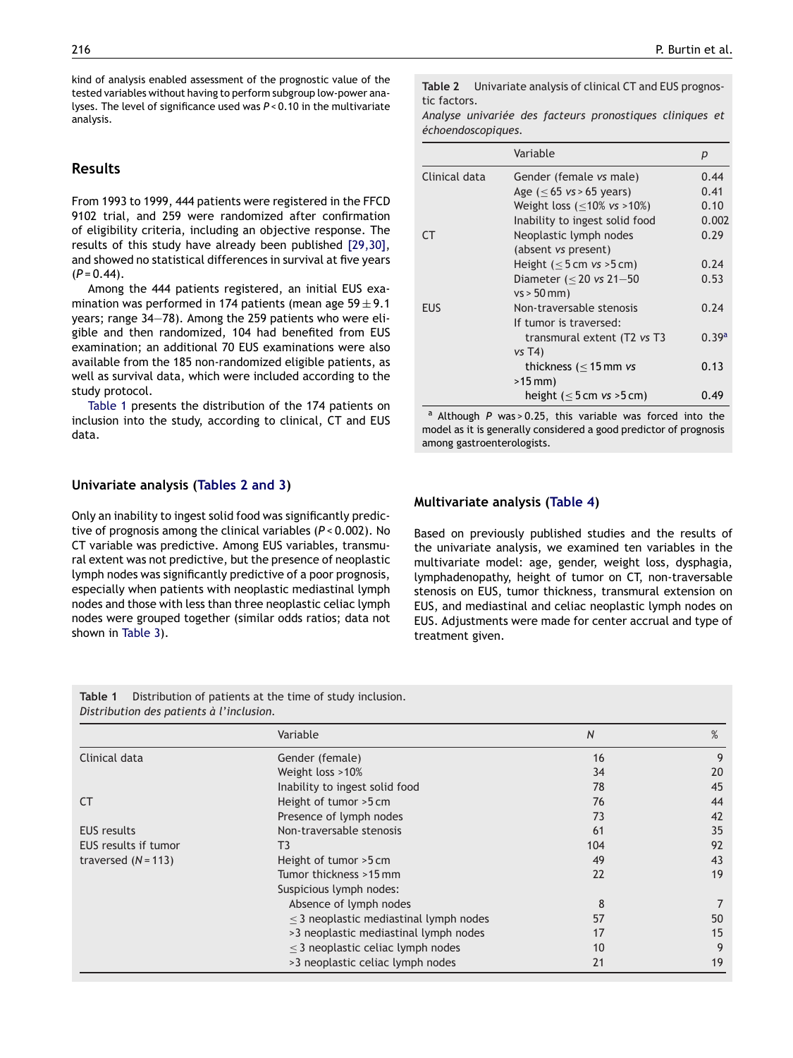kind of analysis enabled assessment of the prognostic value of the tested variables without having to perform subgroup low-power analyses. The level of significance used was $P < 0.10$ in the multivariate analysis.

## Results

From 1993 to 1999, 444 patients were registered in the FFCD 9102 trial, and 259 were randomized after confirmation of eligibility criteria, including an objective response. The results of this study have already been published [29,30], and showed no statistical differences in survival at five years ($P = 0.44$).

Among the 444 patients registered, an initial EUS examination was performed in 174 patients (mean age $59 \pm 9.1$ years; range 34—78). Among the 259 patients who were eligible and then randomized, 104 had benefited from EUS examination; an additional 70 EUS examinations were also available from the 185 non-randomized eligible patients, as well as survival data, which were included according to the study protocol.

Table 1 presents the distribution of the 174 patients on inclusion into the study, according to clinical, CT and EUS data.

### Univariate analysis (Tables 2 and 3)

Only an inability to ingest solid food was significantly predictive of prognosis among the clinical variables ($P < 0.002$). No CT variable was predictive. Among EUS variables, transmural extent was not predictive, but the presence of neoplastic lymph nodes was significantly predictive of a poor prognosis, especially when patients with neoplastic mediastinal lymph nodes and those with less than three neoplastic celiac lymph nodes were grouped together (similar odds ratios; data not shown in Table 3).

**Table 2** Univariate analysis of clinical CT and EUS prognostic factors.
*Analyse univariée des facteurs pronostiques cliniques et échoendoscopiques.*

| | Variable | *p* |
|---|---|---|
| Clinical data | Gender (female *vs* male) | 0.44 |
| | Age (≤ 65 *vs* > 65 years) | 0.41 |
| | Weight loss (≤10% *vs* >10%) | 0.10 |
| | Inability to ingest solid food | 0.002 |
| CT | Neoplastic lymph nodes (absent *vs* present) | 0.29 |
| | Height (≤ 5 cm *vs* >5 cm) | 0.24 |
| | Diameter (≤ 20 *vs* 21—50 vs > 50 mm) | 0.53 |
| EUS | Non-traversable stenosis | 0.24 |
| | If tumor is traversed: | |
| | transmural extent (T2 *vs* T3 *vs* T4) | 0.39[a] |
| | thickness (≤ 15 mm *vs* >15 mm) | 0.13 |
| | height (≤ 5 cm *vs* >5 cm) | 0.49 |

[a] Although *P* was > 0.25, this variable was forced into the model as it is generally considered a good predictor of prognosis among gastroenterologists.

### Multivariate analysis (Table 4)

Based on previously published studies and the results of the univariate analysis, we examined ten variables in the multivariate model: age, gender, weight loss, dysphagia, lymphadenopathy, height of tumor on CT, non-traversable stenosis on EUS, tumor thickness, transmural extension on EUS, and mediastinal and celiac neoplastic lymph nodes on EUS. Adjustments were made for center accrual and type of treatment given.

**Table 1** Distribution of patients at the time of study inclusion.
*Distribution des patients à l'inclusion.*

| | Variable | *N* | % |
|---|---|---|---|
| Clinical data | Gender (female) | 16 | 9 |
| | Weight loss >10% | 34 | 20 |
| | Inability to ingest solid food | 78 | 45 |
| CT | Height of tumor >5 cm | 76 | 44 |
| | Presence of lymph nodes | 73 | 42 |
| EUS results | Non-traversable stenosis | 61 | 35 |
| EUS results if tumor traversed (*N* = 113) | T3 | 104 | 92 |
| | Height of tumor >5 cm | 49 | 43 |
| | Tumor thickness >15 mm | 22 | 19 |
| | Suspicious lymph nodes: | | |
| | Absence of lymph nodes | 8 | 7 |
| | ≤ 3 neoplastic mediastinal lymph nodes | 57 | 50 |
| | >3 neoplastic mediastinal lymph nodes | 17 | 15 |
| | ≤ 3 neoplastic celiac lymph nodes | 10 | 9 |
| | >3 neoplastic celiac lymph nodes | 21 | 19 |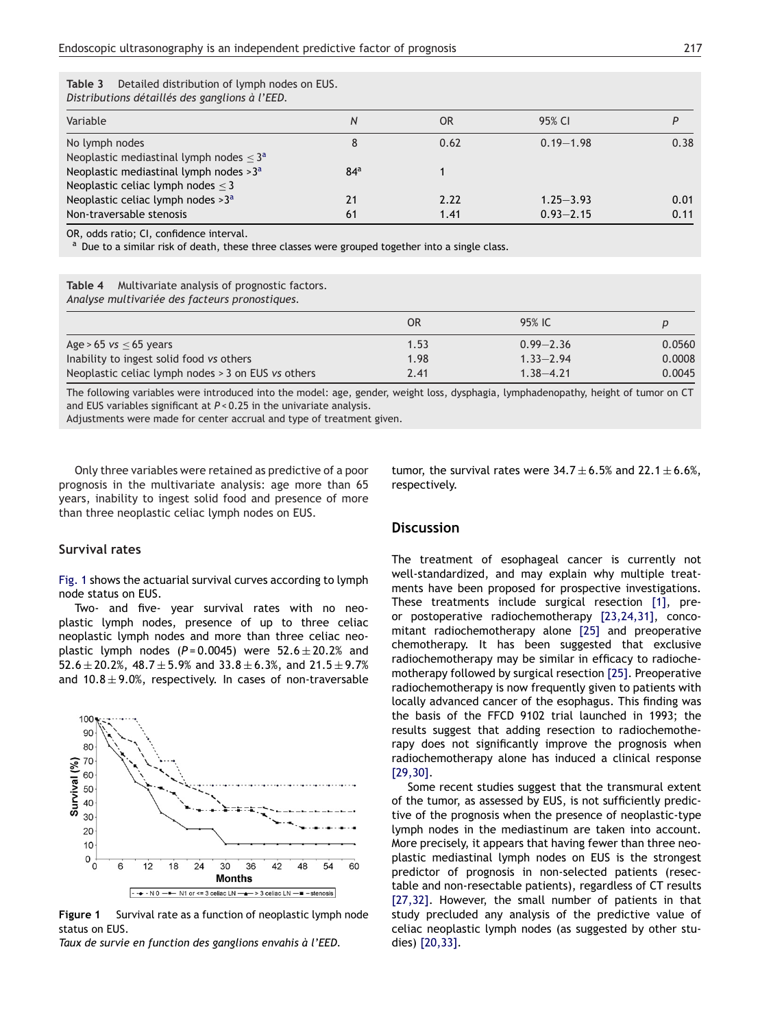**Table 3** Detailed distribution of lymph nodes on EUS.
*Distributions détaillés des ganglions à l'EED.*

| Variable | N | OR | 95% CI | P |
|---|---|---|---|---|
| No lymph nodes | 8 | 0.62 | 0.19–1.98 | 0.38 |
| Neoplastic mediastinal lymph nodes ≤ 3[a] | | | | |
| Neoplastic mediastinal lymph nodes >3[a] | 84[a] | 1 | | |
| Neoplastic celiac lymph nodes ≤ 3 | | | | |
| Neoplastic celiac lymph nodes >3[a] | 21 | 2.22 | 1.25–3.93 | 0.01 |
| Non-traversable stenosis | 61 | 1.41 | 0.93–2.15 | 0.11 |

OR, odds ratio; CI, confidence interval.
[a] Due to a similar risk of death, these three classes were grouped together into a single class.

**Table 4** Multivariate analysis of prognostic factors.
*Analyse multivariée des facteurs pronostiques.*

| | OR | 95% IC | p |
|---|---|---|---|
| Age > 65 *vs* ≤ 65 years | 1.53 | 0.99–2.36 | 0.0560 |
| Inability to ingest solid food vs others | 1.98 | 1.33–2.94 | 0.0008 |
| Neoplastic celiac lymph nodes > 3 on EUS vs others | 2.41 | 1.38–4.21 | 0.0045 |

The following variables were introduced into the model: age, gender, weight loss, dysphagia, lymphadenopathy, height of tumor on CT and EUS variables significant at $P < 0.25$ in the univariate analysis.
Adjustments were made for center accrual and type of treatment given.

Only three variables were retained as predictive of a poor prognosis in the multivariate analysis: age more than 65 years, inability to ingest solid food and presence of more than three neoplastic celiac lymph nodes on EUS.

### Survival rates

Fig. 1 shows the actuarial survival curves according to lymph node status on EUS.

Two- and five- year survival rates with no neoplastic lymph nodes, presence of up to three celiac neoplastic lymph nodes and more than three celiac neoplastic lymph nodes ($P = 0.0045$) were $52.6 \pm 20.2\%$ and $52.6 \pm 20.2\%$, $48.7 \pm 5.9\%$ and $33.8 \pm 6.3\%$, and $21.5 \pm 9.7\%$ and $10.8 \pm 9.0\%$, respectively. In cases of non-traversable tumor, the survival rates were $34.7 \pm 6.5\%$ and $22.1 \pm 6.6\%$, respectively.

**Figure 1** Survival rate as a function of neoplastic lymph node status on EUS.
*Taux de survie en function des ganglions envahis à l'EED.*

## Discussion

The treatment of esophageal cancer is currently not well-standardized, and may explain why multiple treatments have been proposed for prospective investigations. These treatments include surgical resection [1], pre- or postoperative radiochemotherapy [23,24,31], concomitant radiochemotherapy alone [25] and preoperative chemotherapy. It has been suggested that exclusive radiochemotherapy may be similar in efficacy to radiochemotherapy followed by surgical resection [25]. Preoperative radiochemotherapy is now frequently given to patients with locally advanced cancer of the esophagus. This finding was the basis of the FFCD 9102 trial launched in 1993; the results suggest that adding resection to radiochemotherapy does not significantly improve the prognosis when radiochemotherapy alone has induced a clinical response [29,30].

Some recent studies suggest that the transmural extent of the tumor, as assessed by EUS, is not sufficiently predictive of the prognosis when the presence of neoplastic-type lymph nodes in the mediastinum are taken into account. More precisely, it appears that having fewer than three neoplastic mediastinal lymph nodes on EUS is the strongest predictor of prognosis in non-selected patients (resectable and non-resectable patients), regardless of CT results [27,32]. However, the small number of patients in that study precluded any analysis of the predictive value of celiac neoplastic lymph nodes (as suggested by other studies) [20,33].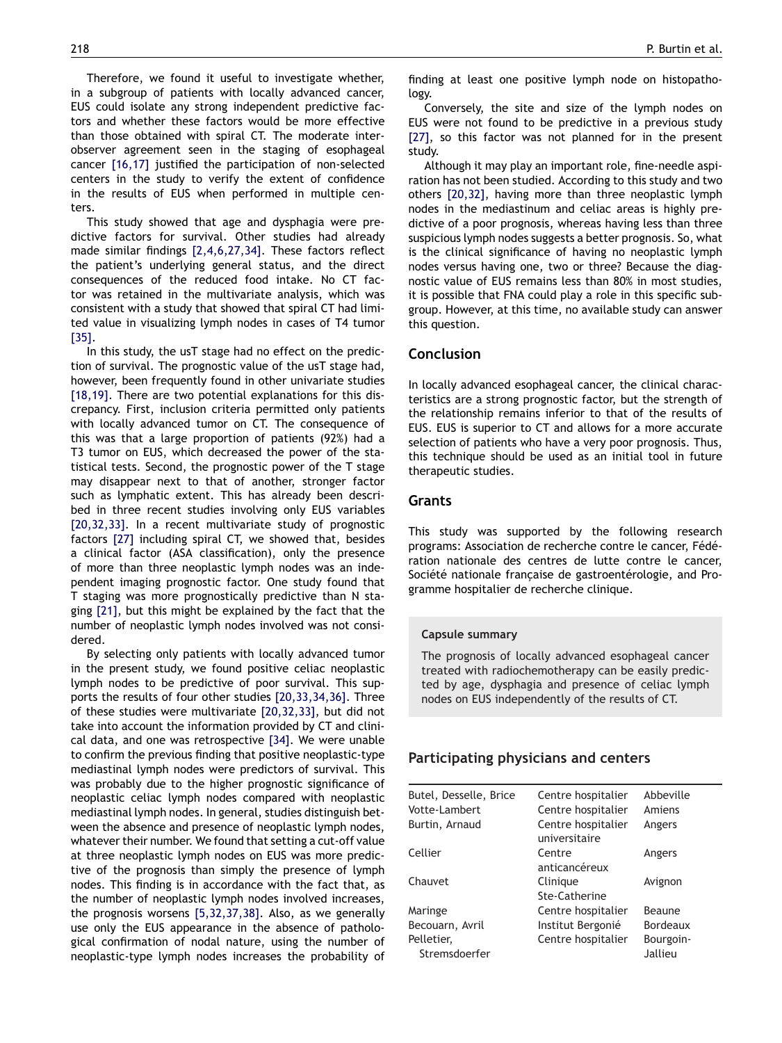Therefore, we found it useful to investigate whether, in a subgroup of patients with locally advanced cancer, EUS could isolate any strong independent predictive factors and whether these factors would be more effective than those obtained with spiral CT. The moderate interobserver agreement seen in the staging of esophageal cancer [16,17] justified the participation of non-selected centers in the study to verify the extent of confidence in the results of EUS when performed in multiple centers.

This study showed that age and dysphagia were predictive factors for survival. Other studies had already made similar findings [2,4,6,27,34]. These factors reflect the patient's underlying general status, and the direct consequences of the reduced food intake. No CT factor was retained in the multivariate analysis, which was consistent with a study that showed that spiral CT had limited value in visualizing lymph nodes in cases of T4 tumor [35].

In this study, the usT stage had no effect on the prediction of survival. The prognostic value of the usT stage had, however, been frequently found in other univariate studies [18,19]. There are two potential explanations for this discrepancy. First, inclusion criteria permitted only patients with locally advanced tumor on CT. The consequence of this was that a large proportion of patients (92%) had a T3 tumor on EUS, which decreased the power of the statistical tests. Second, the prognostic power of the T stage may disappear next to that of another, stronger factor such as lymphatic extent. This has already been described in three recent studies involving only EUS variables [20,32,33]. In a recent multivariate study of prognostic factors [27] including spiral CT, we showed that, besides a clinical factor (ASA classification), only the presence of more than three neoplastic lymph nodes was an independent imaging prognostic factor. One study found that T staging was more prognostically predictive than N staging [21], but this might be explained by the fact that the number of neoplastic lymph nodes involved was not considered.

By selecting only patients with locally advanced tumor in the present study, we found positive celiac neoplastic lymph nodes to be predictive of poor survival. This supports the results of four other studies [20,33,34,36]. Three of these studies were multivariate [20,32,33], but did not take into account the information provided by CT and clinical data, and one was retrospective [34]. We were unable to confirm the previous finding that positive neoplastic-type mediastinal lymph nodes were predictors of survival. This was probably due to the higher prognostic significance of neoplastic celiac lymph nodes compared with neoplastic mediastinal lymph nodes. In general, studies distinguish between the absence and presence of neoplastic lymph nodes, whatever their number. We found that setting a cut-off value at three neoplastic lymph nodes on EUS was more predictive of the prognosis than simply the presence of lymph nodes. This finding is in accordance with the fact that, as the number of neoplastic lymph nodes involved increases, the prognosis worsens [5,32,37,38]. Also, as we generally use only the EUS appearance in the absence of pathological confirmation of nodal nature, using the number of neoplastic-type lymph nodes increases the probability of finding at least one positive lymph node on histopathology.

Conversely, the site and size of the lymph nodes on EUS were not found to be predictive in a previous study [27], so this factor was not planned for in the present study.

Although it may play an important role, fine-needle aspiration has not been studied. According to this study and two others [20,32], having more than three neoplastic lymph nodes in the mediastinum and celiac areas is highly predictive of a poor prognosis, whereas having less than three suspicious lymph nodes suggests a better prognosis. So, what is the clinical significance of having no neoplastic lymph nodes versus having one, two or three? Because the diagnostic value of EUS remains less than 80% in most studies, it is possible that FNA could play a role in this specific subgroup. However, at this time, no available study can answer this question.

## Conclusion

In locally advanced esophageal cancer, the clinical characteristics are a strong prognostic factor, but the strength of the relationship remains inferior to that of the results of EUS. EUS is superior to CT and allows for a more accurate selection of patients who have a very poor prognosis. Thus, this technique should be used as an initial tool in future therapeutic studies.

## Grants

This study was supported by the following research programs: Association de recherche contre le cancer, Fédération nationale des centres de lutte contre le cancer, Société nationale française de gastroentérologie, and Programme hospitalier de recherche clinique.

> **Capsule summary**
>
> The prognosis of locally advanced esophageal cancer treated with radiochemotherapy can be easily predicted by age, dysphagia and presence of celiac lymph nodes on EUS independently of the results of CT.

## Participating physicians and centers

| | | |
|---|---|---|
| Butel, Desselle, Brice | Centre hospitalier | Abbeville |
| Votte-Lambert | Centre hospitalier | Amiens |
| Burtin, Arnaud | Centre hospitalier universitaire | Angers |
| Cellier | Centre anticancéreux | Angers |
| Chauvet | Clinique Ste-Catherine | Avignon |
| Maringe | Centre hospitalier | Beaune |
| Becouarn, Avril | Institut Bergonié | Bordeaux |
| Pelletier, Stremsdoerfer | Centre hospitalier | Bourgoin-Jallieu |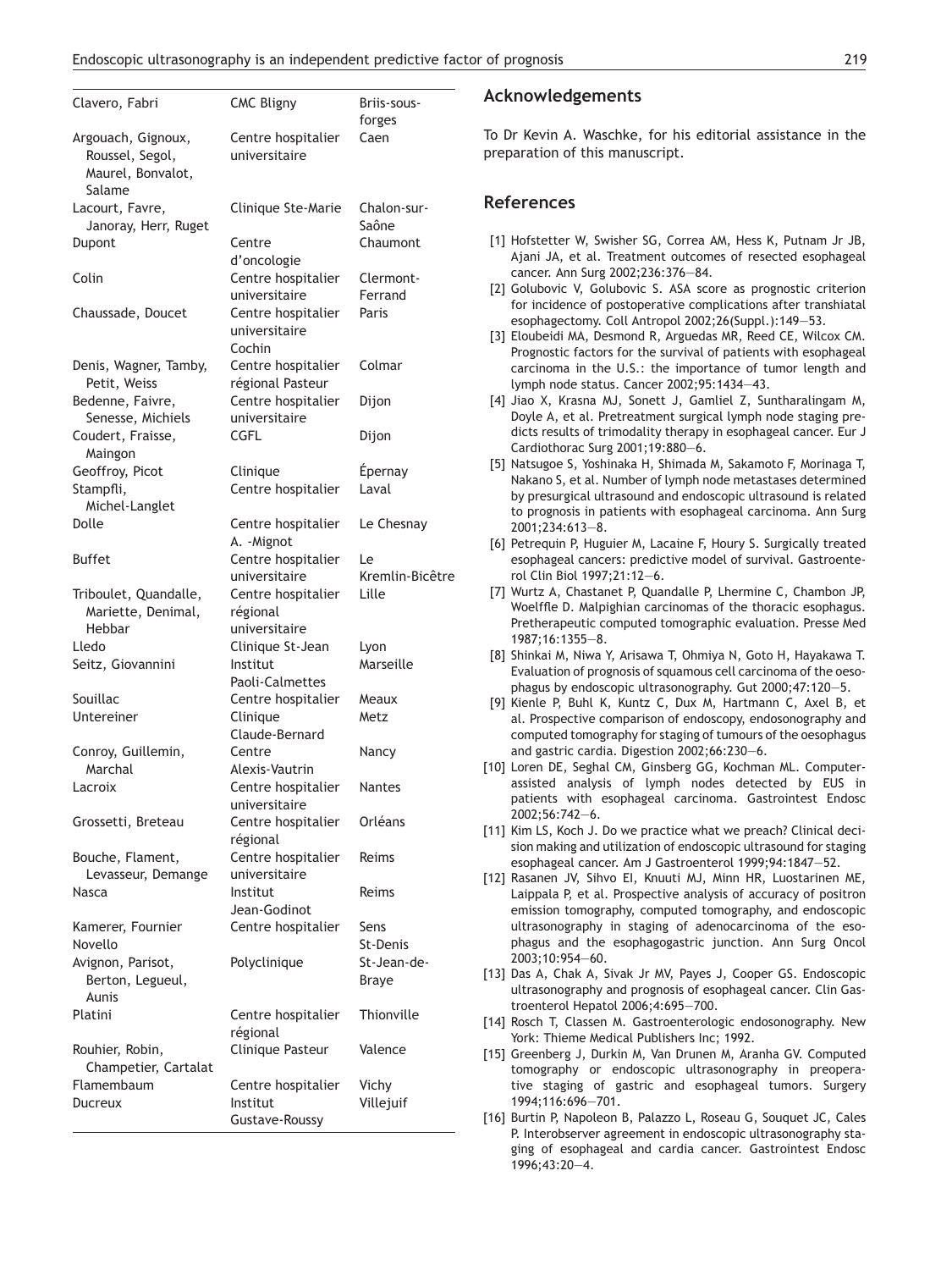| | | |
|---|---|---|
| Clavero, Fabri | CMC Bligny | Briis-sous-forges |
| Argouach, Gignoux, Roussel, Segol, Maurel, Bonvalot, Salame | Centre hospitalier universitaire | Caen |
| Lacourt, Favre, Janoray, Herr, Ruget | Clinique Ste-Marie | Chalon-sur-Saône |
| Dupont | Centre d'oncologie | Chaumont |
| Colin | Centre hospitalier universitaire | Clermont-Ferrand |
| Chaussade, Doucet | Centre hospitalier universitaire Cochin | Paris |
| Denis, Wagner, Tamby, Petit, Weiss | Centre hospitalier régional Pasteur | Colmar |
| Bedenne, Faivre, Senesse, Michiels | Centre hospitalier universitaire | Dijon |
| Coudert, Fraisse, Maingon | CGFL | Dijon |
| Geoffroy, Picot | Clinique | Épernay |
| Stampfli, Michel-Langlet | Centre hospitalier | Laval |
| Dolle | Centre hospitalier A. -Mignot | Le Chesnay |
| Buffet | Centre hospitalier universitaire | Le Kremlin-Bicêtre |
| Triboulet, Quandalle, Mariette, Denimal, Hebbar | Centre hospitalier régional universitaire | Lille |
| Lledo | Clinique St-Jean | Lyon |
| Seitz, Giovannini | Institut Paoli-Calmettes | Marseille |
| Souillac | Centre hospitalier | Meaux |
| Untereiner | Clinique Claude-Bernard | Metz |
| Conroy, Guillemin, Marchal | Centre Alexis-Vautrin | Nancy |
| Lacroix | Centre hospitalier universitaire | Nantes |
| Grossetti, Breteau | Centre hospitalier régional | Orléans |
| Bouche, Flament, Levasseur, Demange | Centre hospitalier universitaire | Reims |
| Nasca | Institut Jean-Godinot | Reims |
| Kamerer, Fournier | Centre hospitalier | Sens |
| Novello | | St-Denis |
| Avignon, Parisot, Berton, Legueul, Aunis | Polyclinique | St-Jean-de-Braye |
| Platini | Centre hospitalier régional | Thionville |
| Rouhier, Robin, Champetier, Cartalat | Clinique Pasteur | Valence |
| Flamembaum | Centre hospitalier | Vichy |
| Ducreux | Institut Gustave-Roussy | Villejuif |

## Acknowledgements

To Dr Kevin A. Waschke, for his editorial assistance in the preparation of this manuscript.

## References

[1] Hofstetter W, Swisher SG, Correa AM, Hess K, Putnam Jr JB, Ajani JA, et al. Treatment outcomes of resected esophageal cancer. Ann Surg 2002;236:376—84.

[2] Golubovic V, Golubovic S. ASA score as prognostic criterion for incidence of postoperative complications after transhiatal esophagectomy. Coll Antropol 2002;26(Suppl.):149—53.

[3] Eloubeidi MA, Desmond R, Arguedas MR, Reed CE, Wilcox CM. Prognostic factors for the survival of patients with esophageal carcinoma in the U.S.: the importance of tumor length and lymph node status. Cancer 2002;95:1434—43.

[4] Jiao X, Krasna MJ, Sonett J, Gamliel Z, Suntharalingam M, Doyle A, et al. Pretreatment surgical lymph node staging predicts results of trimodality therapy in esophageal cancer. Eur J Cardiothorac Surg 2001;19:880—6.

[5] Natsugoe S, Yoshinaka H, Shimada M, Sakamoto F, Morinaga T, Nakano S, et al. Number of lymph node metastases determined by presurgical ultrasound and endoscopic ultrasound is related to prognosis in patients with esophageal carcinoma. Ann Surg 2001;234:613—8.

[6] Petrequin P, Huguier M, Lacaine F, Houry S. Surgically treated esophageal cancers: predictive model of survival. Gastroenterol Clin Biol 1997;21:12—6.

[7] Wurtz A, Chastanet P, Quandalle P, Lhermine C, Chambon JP, Woelffle D. Malpighian carcinomas of the thoracic esophagus. Pretherapeutic computed tomographic evaluation. Presse Med 1987;16:1355—8.

[8] Shinkai M, Niwa Y, Arisawa T, Ohmiya N, Goto H, Hayakawa T. Evaluation of prognosis of squamous cell carcinoma of the oesophagus by endoscopic ultrasonography. Gut 2000;47:120—5.

[9] Kienle P, Buhl K, Kuntz C, Dux M, Hartmann C, Axel B, et al. Prospective comparison of endoscopy, endosonography and computed tomography for staging of tumours of the oesophagus and gastric cardia. Digestion 2002;66:230—6.

[10] Loren DE, Seghal CM, Ginsberg GG, Kochman ML. Computer-assisted analysis of lymph nodes detected by EUS in patients with esophageal carcinoma. Gastrointest Endosc 2002;56:742—6.

[11] Kim LS, Koch J. Do we practice what we preach? Clinical decision making and utilization of endoscopic ultrasound for staging esophageal cancer. Am J Gastroenterol 1999;94:1847—52.

[12] Rasanen JV, Sihvo EI, Knuuti MJ, Minn HR, Luostarinen ME, Laippala P, et al. Prospective analysis of accuracy of positron emission tomography, computed tomography, and endoscopic ultrasonography in staging of adenocarcinoma of the esophagus and the esophagogastric junction. Ann Surg Oncol 2003;10:954—60.

[13] Das A, Chak A, Sivak Jr MV, Payes J, Cooper GS. Endoscopic ultrasonography and prognosis of esophageal cancer. Clin Gastroenterol Hepatol 2006;4:695—700.

[14] Rosch T, Classen M. Gastroenterologic endosonography. New York: Thieme Medical Publishers Inc; 1992.

[15] Greenberg J, Durkin M, Van Drunen M, Aranha GV. Computed tomography or endoscopic ultrasonography in preoperative staging of gastric and esophageal tumors. Surgery 1994;116:696—701.

[16] Burtin P, Napoleon B, Palazzo L, Roseau G, Souquet JC, Cales P. Interobserver agreement in endoscopic ultrasonography staging of esophageal and cardia cancer. Gastrointest Endosc 1996;43:20—4.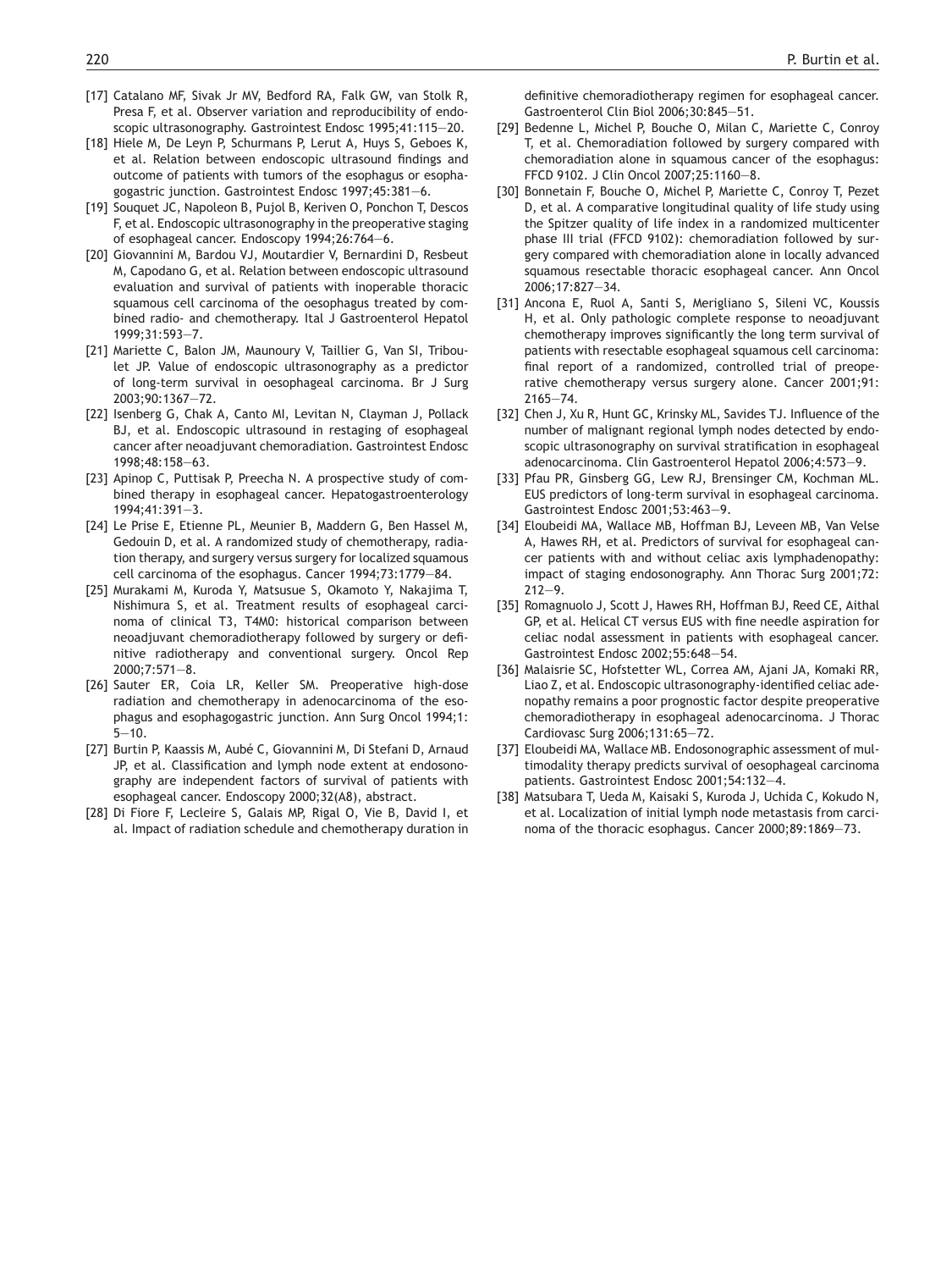[17] Catalano MF, Sivak Jr MV, Bedford RA, Falk GW, van Stolk R, Presa F, et al. Observer variation and reproducibility of endoscopic ultrasonography. Gastrointest Endosc 1995;41:115—20.

[18] Hiele M, De Leyn P, Schurmans P, Lerut A, Huys S, Geboes K, et al. Relation between endoscopic ultrasound findings and outcome of patients with tumors of the esophagus or esophagogastric junction. Gastrointest Endosc 1997;45:381—6.

[19] Souquet JC, Napoleon B, Pujol B, Keriven O, Ponchon T, Descos F, et al. Endoscopic ultrasonography in the preoperative staging of esophageal cancer. Endoscopy 1994;26:764—6.

[20] Giovannini M, Bardou VJ, Moutardier V, Bernardini D, Resbeut M, Capodano G, et al. Relation between endoscopic ultrasound evaluation and survival of patients with inoperable thoracic squamous cell carcinoma of the oesophagus treated by combined radio- and chemotherapy. Ital J Gastroenterol Hepatol 1999;31:593—7.

[21] Mariette C, Balon JM, Maunoury V, Taillier G, Van SI, Triboulet JP. Value of endoscopic ultrasonography as a predictor of long-term survival in oesophageal carcinoma. Br J Surg 2003;90:1367—72.

[22] Isenberg G, Chak A, Canto MI, Levitan N, Clayman J, Pollack BJ, et al. Endoscopic ultrasound in restaging of esophageal cancer after neoadjuvant chemoradiation. Gastrointest Endosc 1998;48:158—63.

[23] Apinop C, Puttisak P, Preecha N. A prospective study of combined therapy in esophageal cancer. Hepatogastroenterology 1994;41:391—3.

[24] Le Prise E, Etienne PL, Meunier B, Maddern G, Ben Hassel M, Gedouin D, et al. A randomized study of chemotherapy, radiation therapy, and surgery versus surgery for localized squamous cell carcinoma of the esophagus. Cancer 1994;73:1779—84.

[25] Murakami M, Kuroda Y, Matsusue S, Okamoto Y, Nakajima T, Nishimura S, et al. Treatment results of esophageal carcinoma of clinical T3, T4M0: historical comparison between neoadjuvant chemoradiotherapy followed by surgery or definitive radiotherapy and conventional surgery. Oncol Rep 2000;7:571—8.

[26] Sauter ER, Coia LR, Keller SM. Preoperative high-dose radiation and chemotherapy in adenocarcinoma of the esophagus and esophagogastric junction. Ann Surg Oncol 1994;1:5—10.

[27] Burtin P, Kaassis M, Aubé C, Giovannini M, Di Stefani D, Arnaud JP, et al. Classification and lymph node extent at endosonography are independent factors of survival of patients with esophageal cancer. Endoscopy 2000;32(A8), abstract.

[28] Di Fiore F, Lecleire S, Galais MP, Rigal O, Vie B, David I, et al. Impact of radiation schedule and chemotherapy duration in definitive chemoradiotherapy regimen for esophageal cancer. Gastroenterol Clin Biol 2006;30:845—51.

[29] Bedenne L, Michel P, Bouche O, Milan C, Mariette C, Conroy T, et al. Chemoradiation followed by surgery compared with chemoradiation alone in squamous cancer of the esophagus: FFCD 9102. J Clin Oncol 2007;25:1160—8.

[30] Bonnetain F, Bouche O, Michel P, Mariette C, Conroy T, Pezet D, et al. A comparative longitudinal quality of life study using the Spitzer quality of life index in a randomized multicenter phase III trial (FFCD 9102): chemoradiation followed by surgery compared with chemoradiation alone in locally advanced squamous resectable thoracic esophageal cancer. Ann Oncol 2006;17:827—34.

[31] Ancona E, Ruol A, Santi S, Merigliano S, Sileni VC, Koussis H, et al. Only pathologic complete response to neoadjuvant chemotherapy improves significantly the long term survival of patients with resectable esophageal squamous cell carcinoma: final report of a randomized, controlled trial of preoperative chemotherapy versus surgery alone. Cancer 2001;91:2165—74.

[32] Chen J, Xu R, Hunt GC, Krinsky ML, Savides TJ. Influence of the number of malignant regional lymph nodes detected by endoscopic ultrasonography on survival stratification in esophageal adenocarcinoma. Clin Gastroenterol Hepatol 2006;4:573—9.

[33] Pfau PR, Ginsberg GG, Lew RJ, Brensinger CM, Kochman ML. EUS predictors of long-term survival in esophageal carcinoma. Gastrointest Endosc 2001;53:463—9.

[34] Eloubeidi MA, Wallace MB, Hoffman BJ, Leveen MB, Van Velse A, Hawes RH, et al. Predictors of survival for esophageal cancer patients with and without celiac axis lymphadenopathy: impact of staging endosonography. Ann Thorac Surg 2001;72:212—9.

[35] Romagnuolo J, Scott J, Hawes RH, Hoffman BJ, Reed CE, Aithal GP, et al. Helical CT versus EUS with fine needle aspiration for celiac nodal assessment in patients with esophageal cancer. Gastrointest Endosc 2002;55:648—54.

[36] Malaisrie SC, Hofstetter WL, Correa AM, Ajani JA, Komaki RR, Liao Z, et al. Endoscopic ultrasonography-identified celiac adenopathy remains a poor prognostic factor despite preoperative chemoradiotherapy in esophageal adenocarcinoma. J Thorac Cardiovasc Surg 2006;131:65—72.

[37] Eloubeidi MA, Wallace MB. Endosonographic assessment of multimodality therapy predicts survival of oesophageal carcinoma patients. Gastrointest Endosc 2001;54:132—4.

[38] Matsubara T, Ueda M, Kaisaki S, Kuroda J, Uchida C, Kokudo N, et al. Localization of initial lymph node metastasis from carcinoma of the thoracic esophagus. Cancer 2000;89:1869—73.